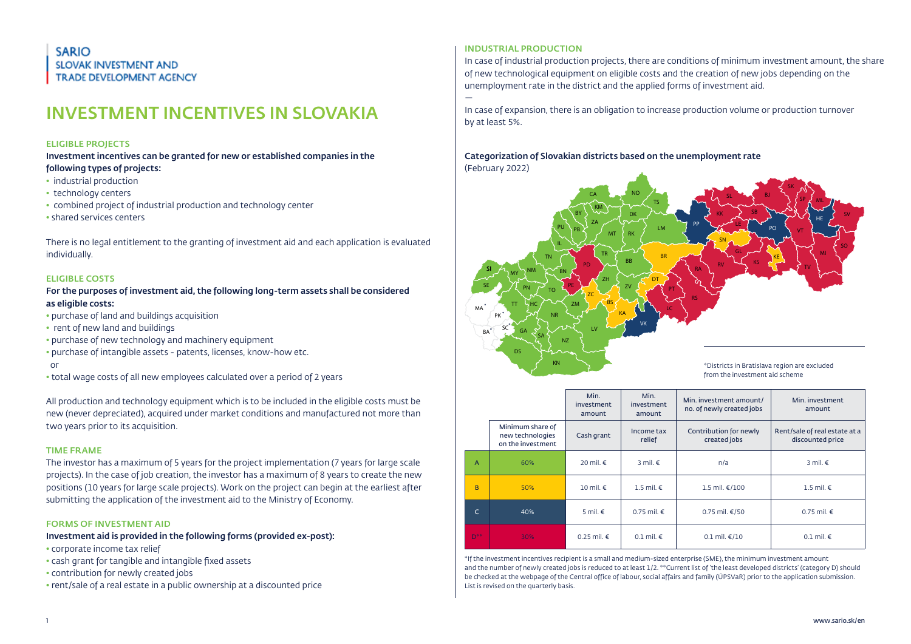SARIO
SLOVAK INVESTMENT AND
TRADE DEVELOPMENT AGENCY

# INVESTMENT INCENTIVES IN SLOVAKIA

## ELIGIBLE PROJECTS

**Investment incentives can be granted for new or established companies in the following types of projects:**

- industrial production
- technology centers
- combined project of industrial production and technology center
- shared services centers

There is no legal entitlement to the granting of investment aid and each application is evaluated individually.

## ELIGIBLE COSTS

**For the purposes of investment aid, the following long-term assets shall be considered as eligible costs:**

- purchase of land and buildings acquisition
- rent of new land and buildings
- purchase of new technology and machinery equipment
- purchase of intangible assets - patents, licenses, know-how etc.

or

- total wage costs of all new employees calculated over a period of 2 years

All production and technology equipment which is to be included in the eligible costs must be new (never depreciated), acquired under market conditions and manufactured not more than two years prior to its acquisition.

## TIME FRAME

The investor has a maximum of 5 years for the project implementation (7 years for large scale projects). In the case of job creation, the investor has a maximum of 8 years to create the new positions (10 years for large scale projects). Work on the project can begin at the earliest after submitting the application of the investment aid to the Ministry of Economy.

## FORMS OF INVESTMENT AID

**Investment aid is provided in the following forms (provided ex-post):**

- corporate income tax relief
- cash grant for tangible and intangible fixed assets
- contribution for newly created jobs
- rent/sale of a real estate in a public ownership at a discounted price

## INDUSTRIAL PRODUCTION

In case of industrial production projects, there are conditions of minimum investment amount, the share of new technological equipment on eligible costs and the creation of new jobs depending on the unemployment rate in the district and the applied forms of investment aid.

—

In case of expansion, there is an obligation to increase production volume or production turnover by at least 5%.

**Categorization of Slovakian districts based on the unemployment rate**
(February 2022)

CA, NO, TS, KM, BY, ZA, DK, PU, PB, MT, RK, LM, PP, KK, SL, BJ, SK, SP, ML, SB, HE, SV, LE, PO, VT, SN, GL, KE, KS, MI, SO, TV, IL, TN, TR, BB, BR, RA, RV, PD, NM, BN, ZH, ZV, DT, PT, SI, MY, PN, TO, PE, ZC, SE, BS, RS, MA*, TT, HC, ZM, LC, PK*, NR, KA, VK, BA*, SC*, GA, SA, LV, NZ, DS, KN

*Districts in Bratislava region are excluded from the investment aid scheme

| | | Min. investment amount | Min. investment amount | Min. investment amount/ no. of newly created jobs | Min. investment amount |
|---|---|---|---|---|---|
| | Minimum share of new technologies on the investment | Cash grant | Income tax relief | Contribution for newly created jobs | Rent/sale of real estate at a discounted price |
| A | 60% | 20 mil. € | 3 mil. € | n/a | 3 mil. € |
| B | 50% | 10 mil. € | 1.5 mil. € | 1.5 mil. €/100 | 1.5 mil. € |
| C | 40% | 5 mil. € | 0.75 mil. € | 0.75 mil. €/50 | 0.75 mil. € |
| D** | 30% | 0.25 mil. € | 0.1 mil. € | 0.1 mil. €/10 | 0.1 mil. € |

*If the investment incentives recipient is a small and medium-sized enterprise (SME), the minimum investment amount and the number of newly created jobs is reduced to at least 1/2. **Current list of 'the least developed districts' (category D) should be checked at the webpage of the Central office of labour, social affairs and family (ÚPSVaR) prior to the application submission. List is revised on the quarterly basis.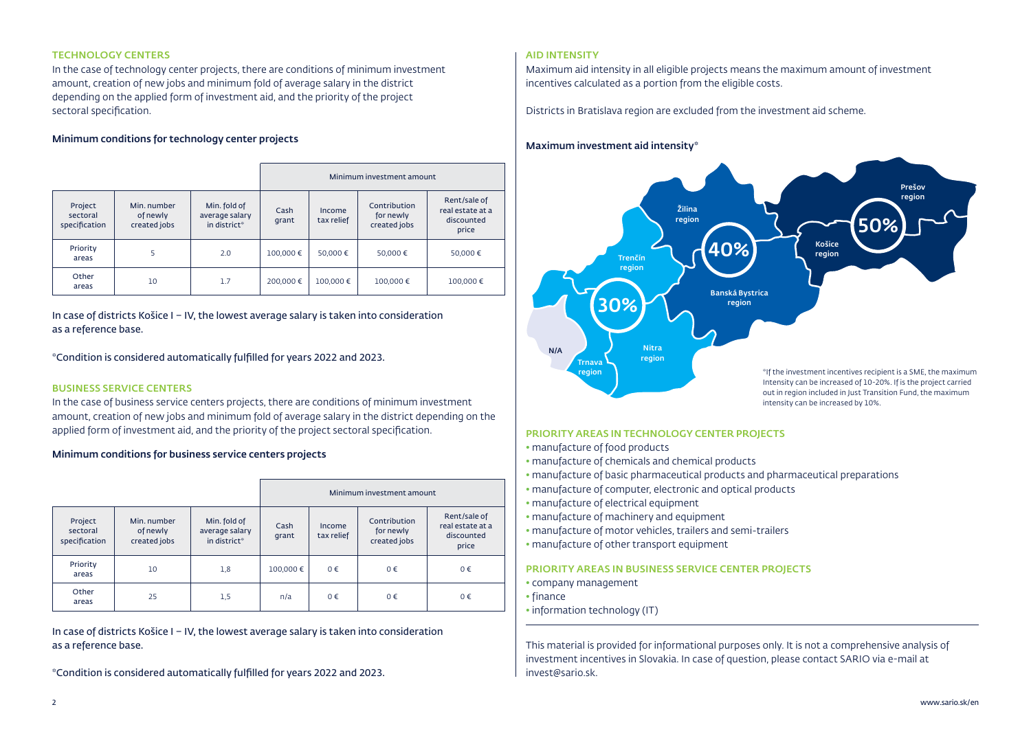## TECHNOLOGY CENTERS

In the case of technology center projects, there are conditions of minimum investment amount, creation of new jobs and minimum fold of average salary in the district depending on the applied form of investment aid, and the priority of the project sectoral specification.

### Minimum conditions for technology center projects

| | | | Minimum investment amount | | | |
|---|---|---|---|---|---|---|
| Project sectoral specification | Min. number of newly created jobs | Min. fold of average salary in district* | Cash grant | Income tax relief | Contribution for newly created jobs | Rent/sale of real estate at a discounted price |
| Priority areas | 5 | 2.0 | 100,000 € | 50,000 € | 50,000 € | 50,000 € |
| Other areas | 10 | 1.7 | 200,000 € | 100,000 € | 100,000 € | 100,000 € |

In case of districts Košice I – IV, the lowest average salary is taken into consideration as a reference base.

*Condition is considered automatically fulfilled for years 2022 and 2023.

## BUSINESS SERVICE CENTERS

In the case of business service centers projects, there are conditions of minimum investment amount, creation of new jobs and minimum fold of average salary in the district depending on the applied form of investment aid, and the priority of the project sectoral specification.

### Minimum conditions for business service centers projects

| | | | Minimum investment amount | | | |
|---|---|---|---|---|---|---|
| Project sectoral specification | Min. number of newly created jobs | Min. fold of average salary in district* | Cash grant | Income tax relief | Contribution for newly created jobs | Rent/sale of real estate at a discounted price |
| Priority areas | 10 | 1,8 | 100,000 € | 0 € | 0 € | 0 € |
| Other areas | 25 | 1,5 | n/a | 0 € | 0 € | 0 € |

In case of districts Košice I – IV, the lowest average salary is taken into consideration as a reference base.

*Condition is considered automatically fulfilled for years 2022 and 2023.

## AID INTENSITY

Maximum aid intensity in all eligible projects means the maximum amount of investment incentives calculated as a portion from the eligible costs.

Districts in Bratislava region are excluded from the investment aid scheme.

### Maximum investment aid intensity*

Prešov region
Žilina region
50%
40%
Košice region
Trenčín region
Banská Bystrica region
30%
N/A
Nitra region
Trnava region

*If the investment incentives recipient is a SME, the maximum Intensity can be increased of 10-20%. If is the project carried out in region included in Just Transition Fund, the maximum intensity can be increased by 10%.

## PRIORITY AREAS IN TECHNOLOGY CENTER PROJECTS

- manufacture of food products
- manufacture of chemicals and chemical products
- manufacture of basic pharmaceutical products and pharmaceutical preparations
- manufacture of computer, electronic and optical products
- manufacture of electrical equipment
- manufacture of machinery and equipment
- manufacture of motor vehicles, trailers and semi-trailers
- manufacture of other transport equipment

## PRIORITY AREAS IN BUSINESS SERVICE CENTER PROJECTS

- company management
- finance
- information technology (IT)

This material is provided for informational purposes only. It is not a comprehensive analysis of investment incentives in Slovakia. In case of question, please contact SARIO via e-mail at invest@sario.sk.